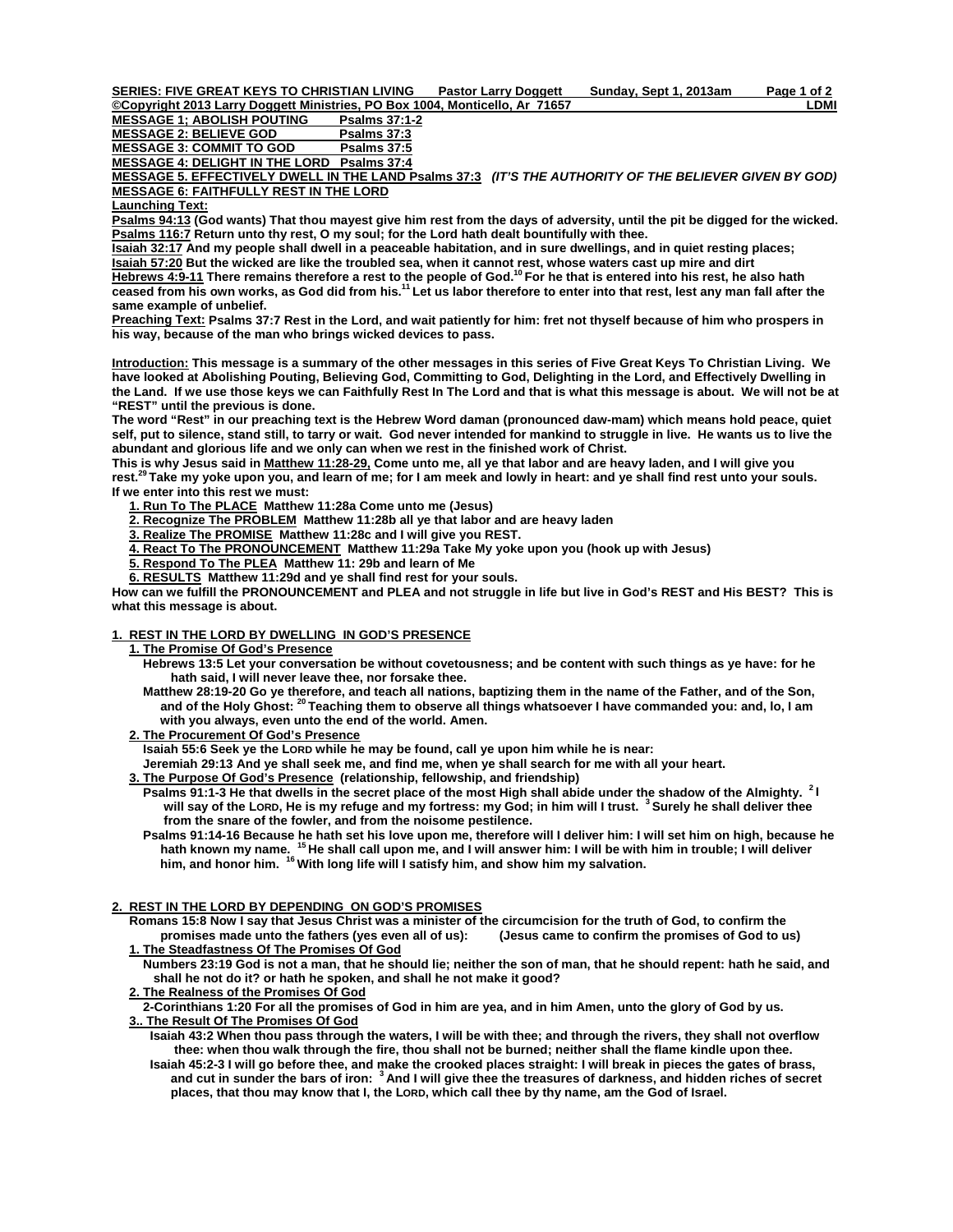**SERIES: FIVE GREAT KEYS TO CHRISTIAN LIVING      Pastor Larry Doggett      Sunday, Sept 1, 2013am**

**©Copyright 2013 Larry Doggett Ministries, PO Box 1004, Monticello, Ar 71657      LDMI**

**MESSAGE 1; ABOLISH POUTING      Psalms 37:1-2**
**MESSAGE 2: BELIEVE GOD      Psalms 37:3**
**MESSAGE 3: COMMIT TO GOD      Psalms 37:5**
**MESSAGE 4: DELIGHT IN THE LORD   Psalms 37:4**
**MESSAGE 5. EFFECTIVELY DWELL IN THE LAND Psalms 37:3** ***(IT'S THE AUTHORITY OF THE BELIEVER GIVEN BY GOD)***
**MESSAGE 6: FAITHFULLY REST IN THE LORD**

**Launching Text:**

**Psalms 94:13 (God wants) That thou mayest give him rest from the days of adversity, until the pit be digged for the wicked.**
**Psalms 116:7 Return unto thy rest, O my soul; for the Lord hath dealt bountifully with thee.**
**Isaiah 32:17 And my people shall dwell in a peaceable habitation, and in sure dwellings, and in quiet resting places;**
**Isaiah 57:20 But the wicked are like the troubled sea, when it cannot rest, whose waters cast up mire and dirt**
**Hebrews 4:9-11 There remains therefore a rest to the people of God.[10] For he that is entered into his rest, he also hath ceased from his own works, as God did from his.[11] Let us labor therefore to enter into that rest, lest any man fall after the same example of unbelief.**

**Preaching Text: Psalms 37:7 Rest in the Lord, and wait patiently for him: fret not thyself because of him who prospers in his way, because of the man who brings wicked devices to pass.**

**Introduction: This message is a summary of the other messages in this series of Five Great Keys To Christian Living. We have looked at Abolishing Pouting, Believing God, Committing to God, Delighting in the Lord, and Effectively Dwelling in the Land. If we use those keys we can Faithfully Rest In The Lord and that is what this message is about. We will not be at "REST" until the previous is done.**

**The word "Rest" in our preaching text is the Hebrew Word daman (pronounced daw-mam) which means hold peace, quiet self, put to silence, stand still, to tarry or wait. God never intended for mankind to struggle in live. He wants us to live the abundant and glorious life and we only can when we rest in the finished work of Christ.**

**This is why Jesus said in Matthew 11:28-29, Come unto me, all ye that labor and are heavy laden, and I will give you rest.[29] Take my yoke upon you, and learn of me; for I am meek and lowly in heart: and ye shall find rest unto your souls.**
**If we enter into this rest we must:**

1. **Run To The PLACE  Matthew 11:28a Come unto me (Jesus)**
2. **Recognize The PROBLEM  Matthew 11:28b all ye that labor and are heavy laden**
3. **Realize The PROMISE  Matthew 11:28c and I will give you REST.**
4. **React To The PRONOUNCEMENT  Matthew 11:29a Take My yoke upon you (hook up with Jesus)**
5. **Respond To The PLEA  Matthew 11: 29b and learn of Me**
6. **RESULTS  Matthew 11:29d and ye shall find rest for your souls.**

**How can we fulfill the PRONOUNCEMENT and PLEA and not struggle in life but live in God's REST and His BEST? This is what this message is about.**

## 1. REST IN THE LORD BY DWELLING IN GOD'S PRESENCE

### 1. The Promise Of God's Presence

**Hebrews 13:5 Let your conversation be without covetousness; and be content with such things as ye have: for he hath said, I will never leave thee, nor forsake thee.**

**Matthew 28:19-20 Go ye therefore, and teach all nations, baptizing them in the name of the Father, and of the Son, and of the Holy Ghost: [20] Teaching them to observe all things whatsoever I have commanded you: and, lo, I am with you always, even unto the end of the world. Amen.**

### 2. The Procurement Of God's Presence

**Isaiah 55:6 Seek ye the LORD while he may be found, call ye upon him while he is near:**
**Jeremiah 29:13 And ye shall seek me, and find me, when ye shall search for me with all your heart.**

### 3. The Purpose Of God's Presence  (relationship, fellowship, and friendship)

**Psalms 91:1-3 He that dwells in the secret place of the most High shall abide under the shadow of the Almighty. [2] I will say of the LORD, He is my refuge and my fortress: my God; in him will I trust. [3] Surely he shall deliver thee from the snare of the fowler, and from the noisome pestilence.**

**Psalms 91:14-16 Because he hath set his love upon me, therefore will I deliver him: I will set him on high, because he hath known my name. [15] He shall call upon me, and I will answer him: I will be with him in trouble; I will deliver him, and honor him. [16] With long life will I satisfy him, and show him my salvation.**

## 2. REST IN THE LORD BY DEPENDING ON GOD'S PROMISES

**Romans 15:8 Now I say that Jesus Christ was a minister of the circumcision for the truth of God, to confirm the promises made unto the fathers (yes even all of us):      (Jesus came to confirm the promises of God to us)**

### 1. The Steadfastness Of The Promises Of God

**Numbers 23:19 God is not a man, that he should lie; neither the son of man, that he should repent: hath he said, and shall he not do it? or hath he spoken, and shall he not make it good?**

### 2. The Realness of the Promises Of God

**2-Corinthians 1:20 For all the promises of God in him are yea, and in him Amen, unto the glory of God by us.**

### 3.. The Result Of The Promises Of God

**Isaiah 43:2 When thou pass through the waters, I will be with thee; and through the rivers, they shall not overflow thee: when thou walk through the fire, thou shall not be burned; neither shall the flame kindle upon thee.**

**Isaiah 45:2-3 I will go before thee, and make the crooked places straight: I will break in pieces the gates of brass, and cut in sunder the bars of iron: [3] And I will give thee the treasures of darkness, and hidden riches of secret places, that thou may know that I, the LORD, which call thee by thy name, am the God of Israel.**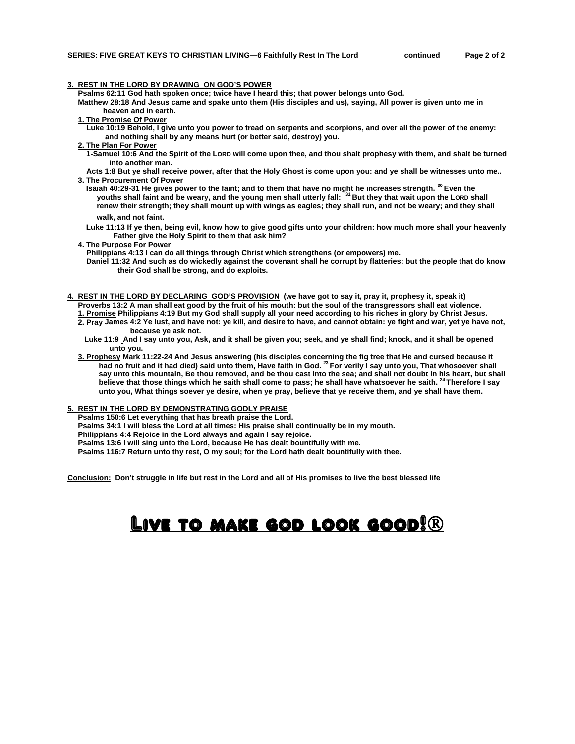## 3. REST IN THE LORD BY DRAWING ON GOD'S POWER

**Psalms 62:11 God hath spoken once; twice have I heard this; that power belongs unto God.**

**Matthew 28:18 And Jesus came and spake unto them (His disciples and us), saying, All power is given unto me in heaven and in earth.**

### 1. The Promise Of Power

**Luke 10:19 Behold, I give unto you power to tread on serpents and scorpions, and over all the power of the enemy: and nothing shall by any means hurt (or better said, destroy) you.**

### 2. The Plan For Power

**1-Samuel 10:6 And the Spirit of the LORD will come upon thee, and thou shalt prophesy with them, and shalt be turned into another man.**

**Acts 1:8 But ye shall receive power, after that the Holy Ghost is come upon you: and ye shall be witnesses unto me..**

### 3. The Procurement Of Power

**Isaiah 40:29-31 He gives power to the faint; and to them that have no might he increases strength. [30] Even the youths shall faint and be weary, and the young men shall utterly fall: [31] But they that wait upon the LORD shall renew their strength; they shall mount up with wings as eagles; they shall run, and not be weary; and they shall walk, and not faint.**

**Luke 11:13 If ye then, being evil, know how to give good gifts unto your children: how much more shall your heavenly Father give the Holy Spirit to them that ask him?**

### 4. The Purpose For Power

**Philippians 4:13 I can do all things through Christ which strengthens (or empowers) me.**

**Daniel 11:32 And such as do wickedly against the covenant shall he corrupt by flatteries: but the people that do know their God shall be strong, and do exploits.**

## 4. REST IN THE LORD BY DECLARING GOD'S PROVISION (we have got to say it, pray it, prophesy it, speak it)

**Proverbs 13:2 A man shall eat good by the fruit of his mouth: but the soul of the transgressors shall eat violence.**

**1. Promise Philippians 4:19 But my God shall supply all your need according to his riches in glory by Christ Jesus.**

**2. Pray James 4:2 Ye lust, and have not: ye kill, and desire to have, and cannot obtain: ye fight and war, yet ye have not, because ye ask not.**

**Luke 11:9 And I say unto you, Ask, and it shall be given you; seek, and ye shall find; knock, and it shall be opened unto you.**

**3. Prophesy Mark 11:22-24 And Jesus answering (his disciples concerning the fig tree that He and cursed because it had no fruit and it had died) said unto them, Have faith in God. [23] For verily I say unto you, That whosoever shall say unto this mountain, Be thou removed, and be thou cast into the sea; and shall not doubt in his heart, but shall believe that those things which he saith shall come to pass; he shall have whatsoever he saith. [24] Therefore I say unto you, What things soever ye desire, when ye pray, believe that ye receive them, and ye shall have them.**

## 5. REST IN THE LORD BY DEMONSTRATING GODLY PRAISE

**Psalms 150:6 Let everything that has breath praise the Lord.**

**Psalms 34:1 I will bless the Lord at all times: His praise shall continually be in my mouth.**

**Philippians 4:4 Rejoice in the Lord always and again I say rejoice.**

**Psalms 13:6 I will sing unto the Lord, because He has dealt bountifully with me.**

**Psalms 116:7 Return unto thy rest, O my soul; for the Lord hath dealt bountifully with thee.**

**Conclusion: Don't struggle in life but rest in the Lord and all of His promises to live the best blessed life**

# LIVE TO MAKE GOD LOOK GOOD!®